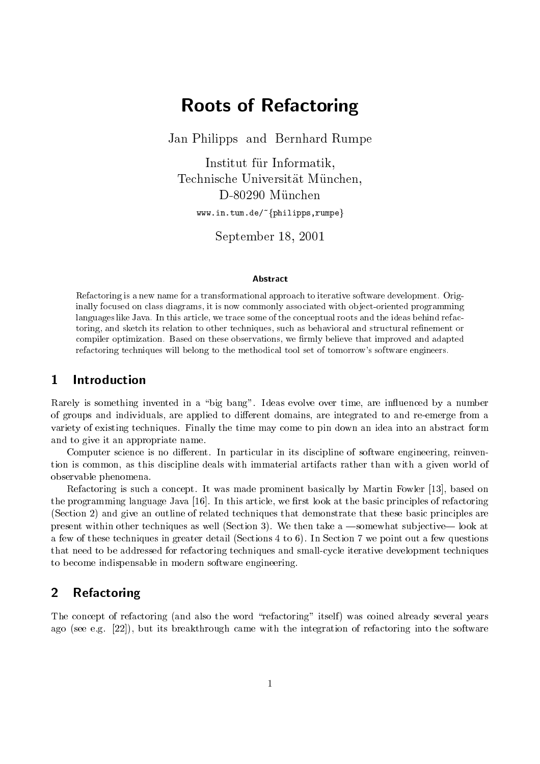# Roots of Refactoring

Jan Philipps and Bernhard Rumpe

Institut für Informatik,
Technische Universität München,
D-80290 München

www.in.tum.de/~{philipps,rumpe}

September 18, 2001

### Abstract

Refactoring is a new name for a transformational approach to iterative software development. Originally focused on class diagrams, it is now commonly associated with object-oriented programming languages like Java. In this article, we trace some of the conceptual roots and the ideas behind refactoring, and sketch its relation to other techniques, such as behavioral and structural refinement or compiler optimization. Based on these observations, we firmly believe that improved and adapted refactoring techniques will belong to the methodical tool set of tomorrow's software engineers.

## 1 Introduction

Rarely is something invented in a "big bang". Ideas evolve over time, are influenced by a number of groups and individuals, are applied to different domains, are integrated to and re-emerge from a variety of existing techniques. Finally the time may come to pin down an idea into an abstract form and to give it an appropriate name.

Computer science is no different. In particular in its discipline of software engineering, reinvention is common, as this discipline deals with immaterial artifacts rather than with a given world of observable phenomena.

Refactoring is such a concept. It was made prominent basically by Martin Fowler [13], based on the programming language Java [16]. In this article, we first look at the basic principles of refactoring (Section 2) and give an outline of related techniques that demonstrate that these basic principles are present within other techniques as well (Section 3). We then take a —somewhat subjective— look at a few of these techniques in greater detail (Sections 4 to 6). In Section 7 we point out a few questions that need to be addressed for refactoring techniques and small-cycle iterative development techniques to become indispensable in modern software engineering.

## 2 Refactoring

The concept of refactoring (and also the word "refactoring" itself) was coined already several years ago (see e.g. [22]), but its breakthrough came with the integration of refactoring into the software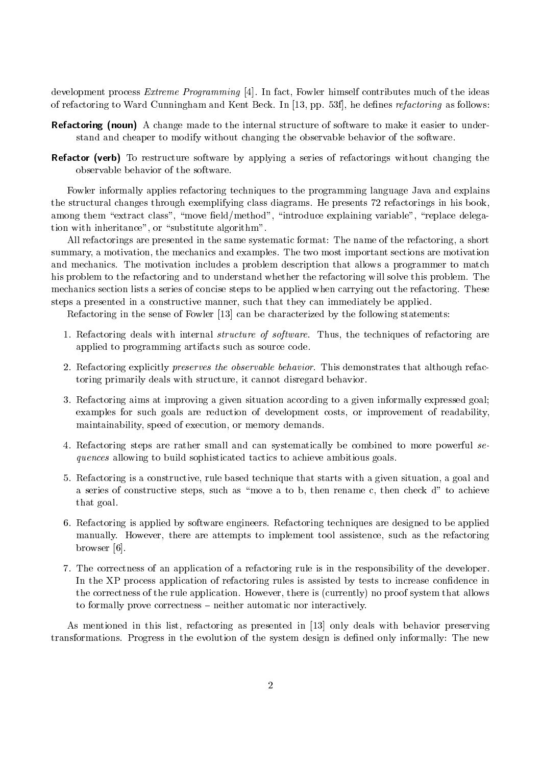development process *Extreme Programming* [4]. In fact, Fowler himself contributes much of the ideas of refactoring to Ward Cunningham and Kent Beck. In [13, pp. 53f], he defines *refactoring* as follows:

**Refactoring (noun)** A change made to the internal structure of software to make it easier to understand and cheaper to modify without changing the observable behavior of the software.

**Refactor (verb)** To restructure software by applying a series of refactorings without changing the observable behavior of the software.

Fowler informally applies refactoring techniques to the programming language Java and explains the structural changes through exemplifying class diagrams. He presents 72 refactorings in his book, among them "extract class", "move field/method", "introduce explaining variable", "replace delegation with inheritance", or "substitute algorithm".

All refactorings are presented in the same systematic format: The name of the refactoring, a short summary, a motivation, the mechanics and examples. The two most important sections are motivation and mechanics. The motivation includes a problem description that allows a programmer to match his problem to the refactoring and to understand whether the refactoring will solve this problem. The mechanics section lists a series of concise steps to be applied when carrying out the refactoring. These steps a presented in a constructive manner, such that they can immediately be applied.

Refactoring in the sense of Fowler [13] can be characterized by the following statements:

1. Refactoring deals with internal *structure of software*. Thus, the techniques of refactoring are applied to programming artifacts such as source code.
2. Refactoring explicitly *preserves the observable behavior*. This demonstrates that although refactoring primarily deals with structure, it cannot disregard behavior.
3. Refactoring aims at improving a given situation according to a given informally expressed goal; examples for such goals are reduction of development costs, or improvement of readability, maintainability, speed of execution, or memory demands.
4. Refactoring steps are rather small and can systematically be combined to more powerful *sequences* allowing to build sophisticated tactics to achieve ambitious goals.
5. Refactoring is a constructive, rule based technique that starts with a given situation, a goal and a series of constructive steps, such as "move a to b, then rename c, then check d" to achieve that goal.
6. Refactoring is applied by software engineers. Refactoring techniques are designed to be applied manually. However, there are attempts to implement tool assistence, such as the refactoring browser [6].
7. The correctness of an application of a refactoring rule is in the responsibility of the developer. In the XP process application of refactoring rules is assisted by tests to increase confidence in the correctness of the rule application. However, there is (currently) no proof system that allows to formally prove correctness – neither automatic nor interactively.

As mentioned in this list, refactoring as presented in [13] only deals with behavior preserving transformations. Progress in the evolution of the system design is defined only informally: The new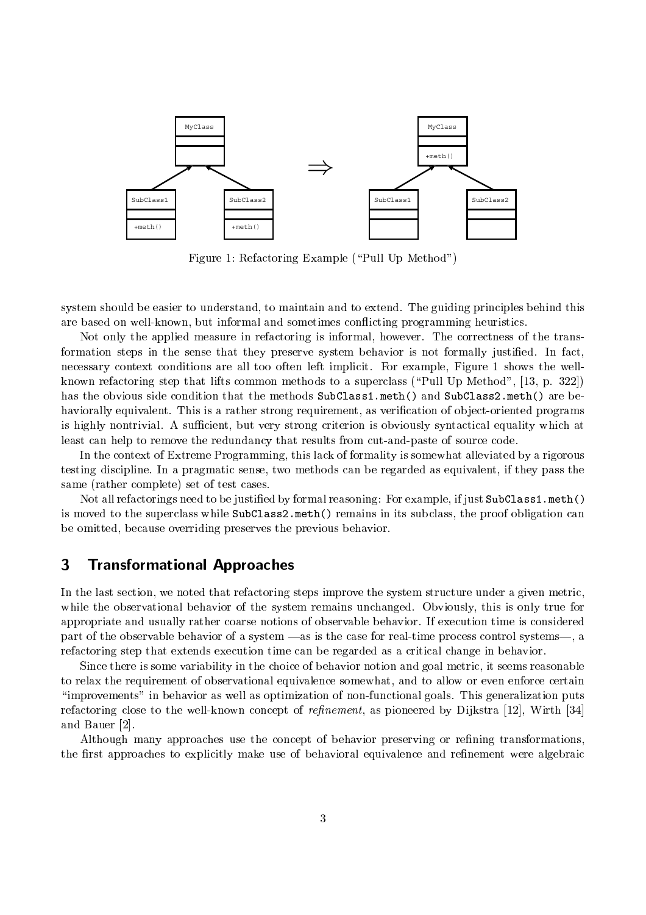Figure 1: Refactoring Example ("Pull Up Method")

system should be easier to understand, to maintain and to extend. The guiding principles behind this are based on well-known, but informal and sometimes conflicting programming heuristics.

Not only the applied measure in refactoring is informal, however. The correctness of the transformation steps in the sense that they preserve system behavior is not formally justified. In fact, necessary context conditions are all too often left implicit. For example, Figure 1 shows the well-known refactoring step that lifts common methods to a superclass ("Pull Up Method", [13, p. 322]) has the obvious side condition that the methods `SubClass1.meth()` and `SubClass2.meth()` are behaviorally equivalent. This is a rather strong requirement, as verification of object-oriented programs is highly nontrivial. A sufficient, but very strong criterion is obviously syntactical equality which at least can help to remove the redundancy that results from cut-and-paste of source code.

In the context of Extreme Programming, this lack of formality is somewhat alleviated by a rigorous testing discipline. In a pragmatic sense, two methods can be regarded as equivalent, if they pass the same (rather complete) set of test cases.

Not all refactorings need to be justified by formal reasoning: For example, if just `SubClass1.meth()` is moved to the superclass while `SubClass2.meth()` remains in its subclass, the proof obligation can be omitted, because overriding preserves the previous behavior.

## 3 Transformational Approaches

In the last section, we noted that refactoring steps improve the system structure under a given metric, while the observational behavior of the system remains unchanged. Obviously, this is only true for appropriate and usually rather coarse notions of observable behavior. If execution time is considered part of the observable behavior of a system —as is the case for real-time process control systems—, a refactoring step that extends execution time can be regarded as a critical change in behavior.

Since there is some variability in the choice of behavior notion and goal metric, it seems reasonable to relax the requirement of observational equivalence somewhat, and to allow or even enforce certain "improvements" in behavior as well as optimization of non-functional goals. This generalization puts refactoring close to the well-known concept of *refinement*, as pioneered by Dijkstra [12], Wirth [34] and Bauer [2].

Although many approaches use the concept of behavior preserving or refining transformations, the first approaches to explicitly make use of behavioral equivalence and refinement were algebraic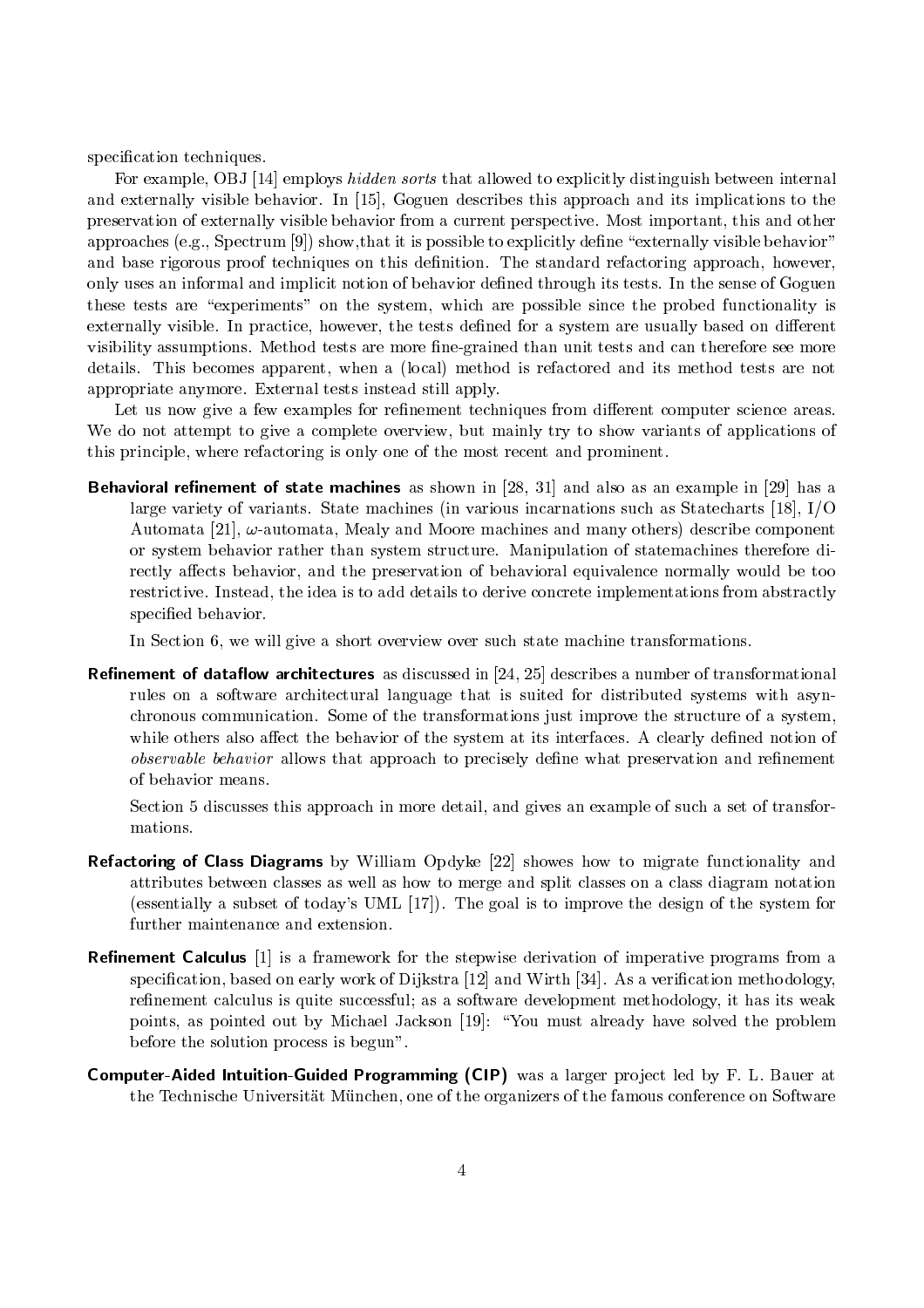specification techniques.

For example, OBJ [14] employs *hidden sorts* that allowed to explicitly distinguish between internal and externally visible behavior. In [15], Goguen describes this approach and its implications to the preservation of externally visible behavior from a current perspective. Most important, this and other approaches (e.g., Spectrum [9]) show,that it is possible to explicitly define "externally visible behavior" and base rigorous proof techniques on this definition. The standard refactoring approach, however, only uses an informal and implicit notion of behavior defined through its tests. In the sense of Goguen these tests are "experiments" on the system, which are possible since the probed functionality is externally visible. In practice, however, the tests defined for a system are usually based on different visibility assumptions. Method tests are more fine-grained than unit tests and can therefore see more details. This becomes apparent, when a (local) method is refactored and its method tests are not appropriate anymore. External tests instead still apply.

Let us now give a few examples for refinement techniques from different computer science areas. We do not attempt to give a complete overview, but mainly try to show variants of applications of this principle, where refactoring is only one of the most recent and prominent.

**Behavioral refinement of state machines** as shown in [28, 31] and also as an example in [29] has a large variety of variants. State machines (in various incarnations such as Statecharts [18], I/O Automata [21], $\omega$-automata, Mealy and Moore machines and many others) describe component or system behavior rather than system structure. Manipulation of statemachines therefore directly affects behavior, and the preservation of behavioral equivalence normally would be too restrictive. Instead, the idea is to add details to derive concrete implementations from abstractly specified behavior.

In Section 6, we will give a short overview over such state machine transformations.

**Refinement of dataflow architectures** as discussed in [24, 25] describes a number of transformational rules on a software architectural language that is suited for distributed systems with asynchronous communication. Some of the transformations just improve the structure of a system, while others also affect the behavior of the system at its interfaces. A clearly defined notion of *observable behavior* allows that approach to precisely define what preservation and refinement of behavior means.

Section 5 discusses this approach in more detail, and gives an example of such a set of transformations.

**Refactoring of Class Diagrams** by William Opdyke [22] showes how to migrate functionality and attributes between classes as well as how to merge and split classes on a class diagram notation (essentially a subset of today's UML [17]). The goal is to improve the design of the system for further maintenance and extension.

**Refinement Calculus** [1] is a framework for the stepwise derivation of imperative programs from a specification, based on early work of Dijkstra [12] and Wirth [34]. As a verification methodology, refinement calculus is quite successful; as a software development methodology, it has its weak points, as pointed out by Michael Jackson [19]: "You must already have solved the problem before the solution process is begun".

**Computer-Aided Intuition-Guided Programming (CIP)** was a larger project led by F. L. Bauer at the Technische Universität München, one of the organizers of the famous conference on Software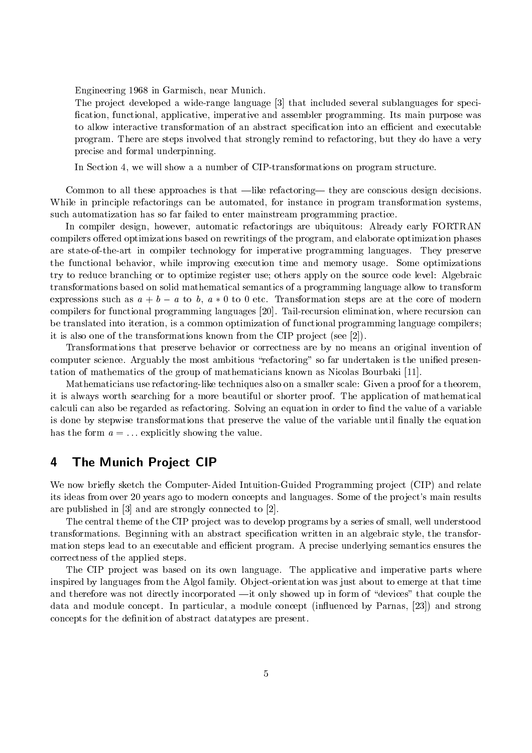Engineering 1968 in Garmisch, near Munich.

The project developed a wide-range language [3] that included several sublanguages for specification, functional, applicative, imperative and assembler programming. Its main purpose was to allow interactive transformation of an abstract specification into an efficient and executable program. There are steps involved that strongly remind to refactoring, but they do have a very precise and formal underpinning.

In Section 4, we will show a a number of CIP-transformations on program structure.

Common to all these approaches is that —like refactoring— they are conscious design decisions. While in principle refactorings can be automated, for instance in program transformation systems, such automatization has so far failed to enter mainstream programming practice.

In compiler design, however, automatic refactorings are ubiquitous: Already early FORTRAN compilers offered optimizations based on rewritings of the program, and elaborate optimization phases are state-of-the-art in compiler technology for imperative programming languages. They preserve the functional behavior, while improving execution time and memory usage. Some optimizations try to reduce branching or to optimize register use; others apply on the source code level: Algebraic transformations based on solid mathematical semantics of a programming language allow to transform expressions such as $a + b - a$ to $b$, $a * 0$ to 0 etc. Transformation steps are at the core of modern compilers for functional programming languages [20]. Tail-recursion elimination, where recursion can be translated into iteration, is a common optimization of functional programming language compilers; it is also one of the transformations known from the CIP project (see [2]).

Transformations that preserve behavior or correctness are by no means an original invention of computer science. Arguably the most ambitious "refactoring" so far undertaken is the unified presentation of mathematics of the group of mathematicians known as Nicolas Bourbaki [11].

Mathematicians use refactoring-like techniques also on a smaller scale: Given a proof for a theorem, it is always worth searching for a more beautiful or shorter proof. The application of mathematical calculi can also be regarded as refactoring. Solving an equation in order to find the value of a variable is done by stepwise transformations that preserve the value of the variable until finally the equation has the form $a = \ldots$ explicitly showing the value.

## 4 The Munich Project CIP

We now briefly sketch the Computer-Aided Intuition-Guided Programming project (CIP) and relate its ideas from over 20 years ago to modern concepts and languages. Some of the project's main results are published in [3] and are strongly connected to [2].

The central theme of the CIP project was to develop programs by a series of small, well understood transformations. Beginning with an abstract specification written in an algebraic style, the transformation steps lead to an executable and efficient program. A precise underlying semantics ensures the correctness of the applied steps.

The CIP project was based on its own language. The applicative and imperative parts where inspired by languages from the Algol family. Object-orientation was just about to emerge at that time and therefore was not directly incorporated —it only showed up in form of "devices" that couple the data and module concept. In particular, a module concept (influenced by Parnas, [23]) and strong concepts for the definition of abstract datatypes are present.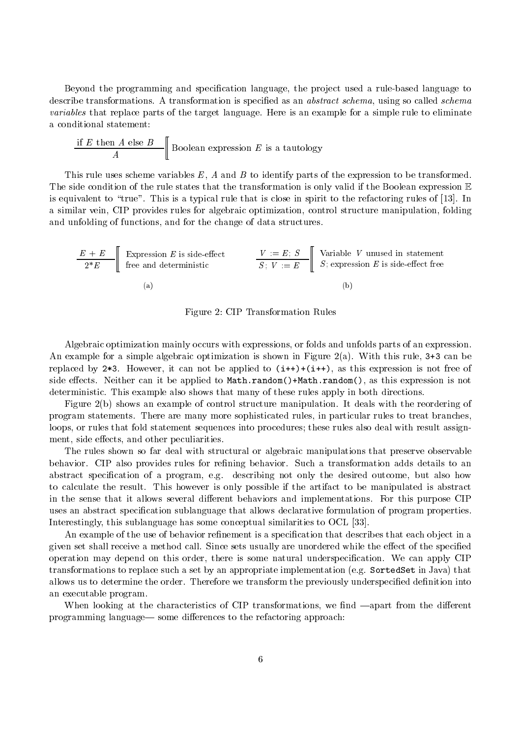Beyond the programming and specification language, the project used a rule-based language to describe transformations. A transformation is specified as an *abstract schema*, using so called *schema variables* that replace parts of the target language. Here is an example for a simple rule to eliminate a conditional statement:

$$\frac{\text{if } E \text{ then } A \text{ else } B}{A} \quad [\![ \text{ Boolean expression } E \text{ is a tautology}$$

This rule uses scheme variables $E$, $A$ and $B$ to identify parts of the expression to be transformed. The side condition of the rule states that the transformation is only valid if the Boolean expression $\mathbb{E}$ is equivalent to "true". This is a typical rule that is close in spirit to the refactoring rules of [13]. In a similar vein, CIP provides rules for algebraic optimization, control structure manipulation, folding and unfolding of functions, and for the change of data structures.

$$\frac{E + E}{2{*}E} \quad [\![ \text{ Expression } E \text{ is side-effect free and deterministic}$$

(a)

$$\frac{V := E;\ S}{S;\ V := E} \quad [\![ \text{ Variable } V \text{ unused in statement } S\text{; expression } E \text{ is side-effect free}$$

(b)

Figure 2: CIP Transformation Rules

Algebraic optimization mainly occurs with expressions, or folds and unfolds parts of an expression. An example for a simple algebraic optimization is shown in Figure 2(a). With this rule, `3+3` can be replaced by `2*3`. However, it can not be applied to `(i++)+(i++)`, as this expression is not free of side effects. Neither can it be applied to `Math.random()+Math.random()`, as this expression is not deterministic. This example also shows that many of these rules apply in both directions.

Figure 2(b) shows an example of control structure manipulation. It deals with the reordering of program statements. There are many more sophisticated rules, in particular rules to treat branches, loops, or rules that fold statement sequences into procedures; these rules also deal with result assignment, side effects, and other peculiarities.

The rules shown so far deal with structural or algebraic manipulations that preserve observable behavior. CIP also provides rules for refining behavior. Such a transformation adds details to an abstract specification of a program, e.g. describing not only the desired outcome, but also how to calculate the result. This however is only possible if the artifact to be manipulated is abstract in the sense that it allows several different behaviors and implementations. For this purpose CIP uses an abstract specification sublanguage that allows declarative formulation of program properties. Interestingly, this sublanguage has some conceptual similarities to OCL [33].

An example of the use of behavior refinement is a specification that describes that each object in a given set shall receive a method call. Since sets usually are unordered while the effect of the specified operation may depend on this order, there is some natural underspecification. We can apply CIP transformations to replace such a set by an appropriate implementation (e.g. `SortedSet` in Java) that allows us to determine the order. Therefore we transform the previously underspecified definition into an executable program.

When looking at the characteristics of CIP transformations, we find —apart from the different programming language— some differences to the refactoring approach: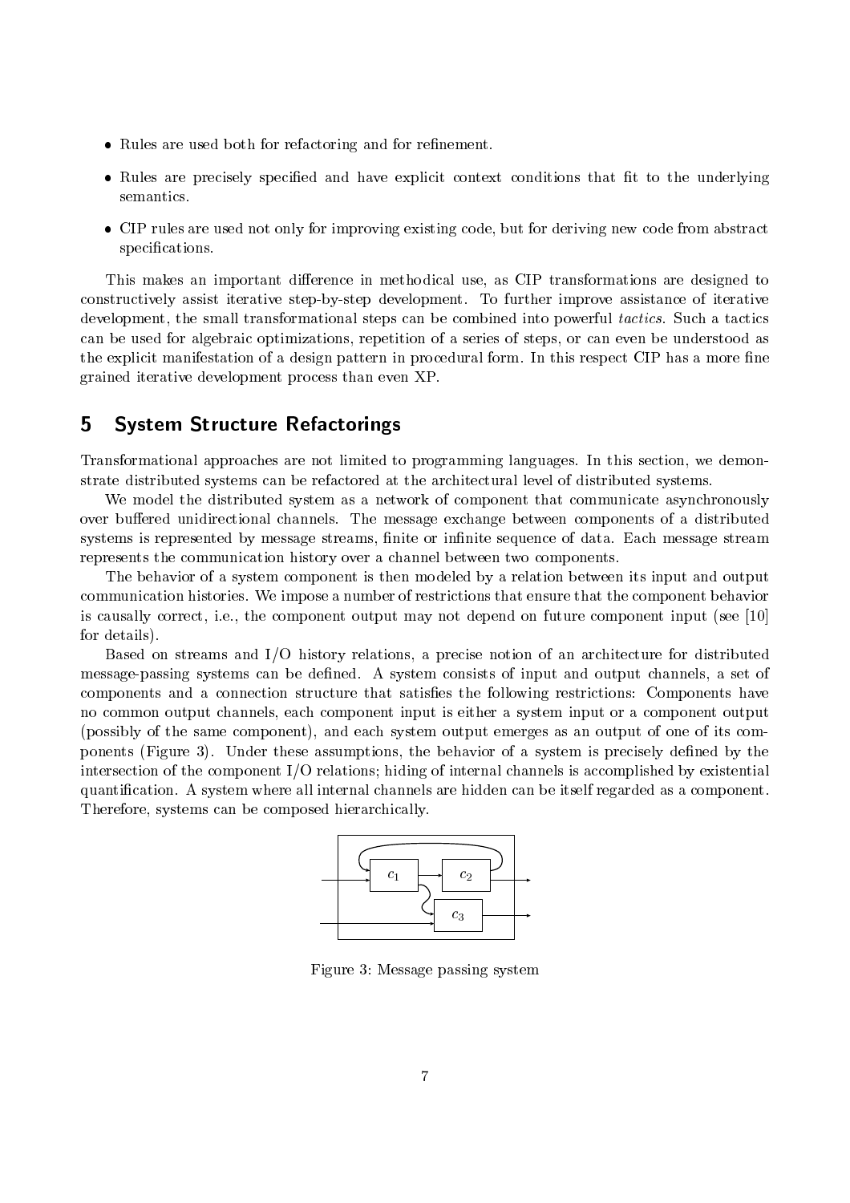- Rules are used both for refactoring and for refinement.
- Rules are precisely specified and have explicit context conditions that fit to the underlying semantics.
- CIP rules are used not only for improving existing code, but for deriving new code from abstract specifications.

This makes an important difference in methodical use, as CIP transformations are designed to constructively assist iterative step-by-step development. To further improve assistance of iterative development, the small transformational steps can be combined into powerful *tactics*. Such a tactics can be used for algebraic optimizations, repetition of a series of steps, or can even be understood as the explicit manifestation of a design pattern in procedural form. In this respect CIP has a more fine grained iterative development process than even XP.

## 5 System Structure Refactorings

Transformational approaches are not limited to programming languages. In this section, we demonstrate distributed systems can be refactored at the architectural level of distributed systems.

We model the distributed system as a network of component that communicate asynchronously over buffered unidirectional channels. The message exchange between components of a distributed systems is represented by message streams, finite or infinite sequence of data. Each message stream represents the communication history over a channel between two components.

The behavior of a system component is then modeled by a relation between its input and output communication histories. We impose a number of restrictions that ensure that the component behavior is causally correct, i.e., the component output may not depend on future component input (see [10] for details).

Based on streams and I/O history relations, a precise notion of an architecture for distributed message-passing systems can be defined. A system consists of input and output channels, a set of components and a connection structure that satisfies the following restrictions: Components have no common output channels, each component input is either a system input or a component output (possibly of the same component), and each system output emerges as an output of one of its components (Figure 3). Under these assumptions, the behavior of a system is precisely defined by the intersection of the component I/O relations; hiding of internal channels is accomplished by existential quantification. A system where all internal channels are hidden can be itself regarded as a component. Therefore, systems can be composed hierarchically.

$c_1$

$c_2$

$c_3$

Figure 3: Message passing system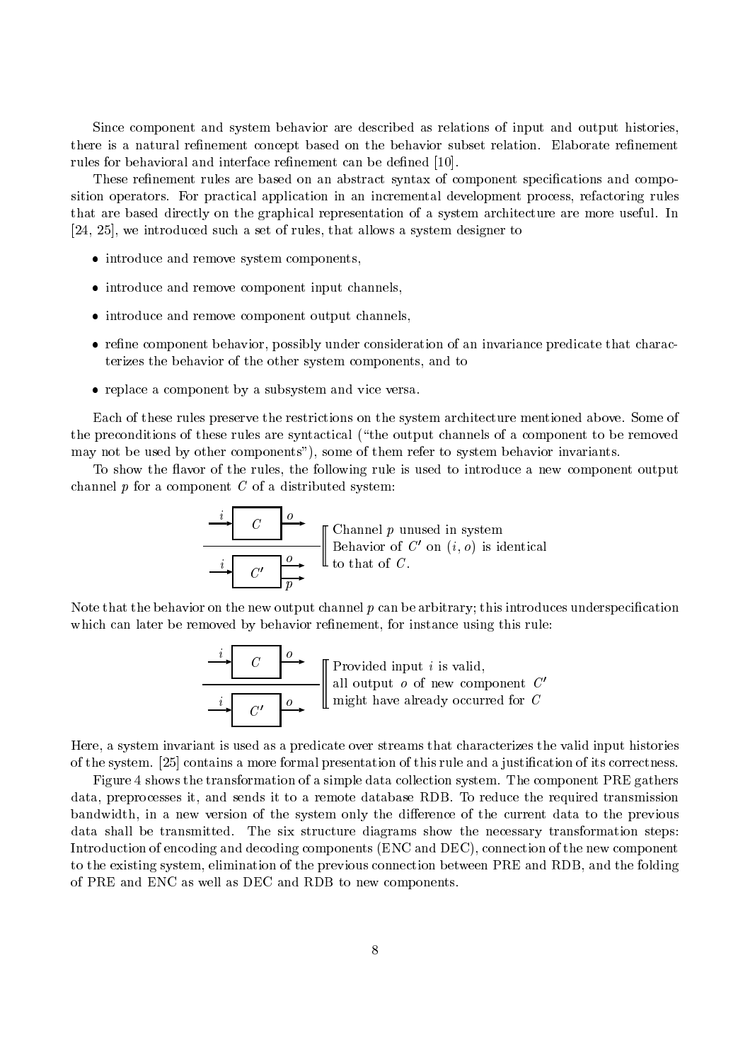Since component and system behavior are described as relations of input and output histories, there is a natural refinement concept based on the behavior subset relation. Elaborate refinement rules for behavioral and interface refinement can be defined [10].

These refinement rules are based on an abstract syntax of component specifications and composition operators. For practical application in an incremental development process, refactoring rules that are based directly on the graphical representation of a system architecture are more useful. In [24, 25], we introduced such a set of rules, that allows a system designer to

- introduce and remove system components,
- introduce and remove component input channels,
- introduce and remove component output channels,
- refine component behavior, possibly under consideration of an invariance predicate that characterizes the behavior of the other system components, and to
- replace a component by a subsystem and vice versa.

Each of these rules preserve the restrictions on the system architecture mentioned above. Some of the preconditions of these rules are syntactical ("the output channels of a component to be removed may not be used by other components"), some of them refer to system behavior invariants.

To show the flavor of the rules, the following rule is used to introduce a new component output channel $p$ for a component $C$ of a distributed system:

$i \rightarrow$ [ $C$ ] $\rightarrow o$

---

$i \rightarrow$ [ $C'$ ] $\rightarrow o$, $\rightarrow p$

Channel $p$ unused in system
Behavior of $C'$ on $(i, o)$ is identical to that of $C$.

Note that the behavior on the new output channel $p$ can be arbitrary; this introduces underspecification which can later be removed by behavior refinement, for instance using this rule:

$i \rightarrow$ [ $C$ ] $\rightarrow o$

---

$i \rightarrow$ [ $C'$ ] $\rightarrow o$

Provided input $i$ is valid,
all output $o$ of new component $C'$
might have already occurred for $C$

Here, a system invariant is used as a predicate over streams that characterizes the valid input histories of the system. [25] contains a more formal presentation of this rule and a justification of its correctness.

Figure 4 shows the transformation of a simple data collection system. The component PRE gathers data, preprocesses it, and sends it to a remote database RDB. To reduce the required transmission bandwidth, in a new version of the system only the difference of the current data to the previous data shall be transmitted. The six structure diagrams show the necessary transformation steps: Introduction of encoding and decoding components (ENC and DEC), connection of the new component to the existing system, elimination of the previous connection between PRE and RDB, and the folding of PRE and ENC as well as DEC and RDB to new components.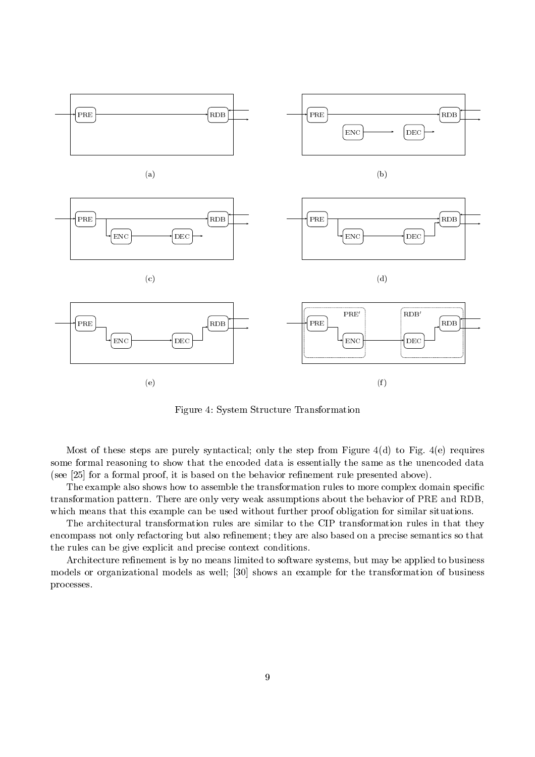Figure 4: System Structure Transformation

Most of these steps are purely syntactical; only the step from Figure 4(d) to Fig. 4(e) requires some formal reasoning to show that the encoded data is essentially the same as the unencoded data (see [25] for a formal proof, it is based on the behavior refinement rule presented above).

The example also shows how to assemble the transformation rules to more complex domain specific transformation pattern. There are only very weak assumptions about the behavior of PRE and RDB, which means that this example can be used without further proof obligation for similar situations.

The architectural transformation rules are similar to the CIP transformation rules in that they encompass not only refactoring but also refinement; they are also based on a precise semantics so that the rules can be give explicit and precise context conditions.

Architecture refinement is by no means limited to software systems, but may be applied to business models or organizational models as well; [30] shows an example for the transformation of business processes.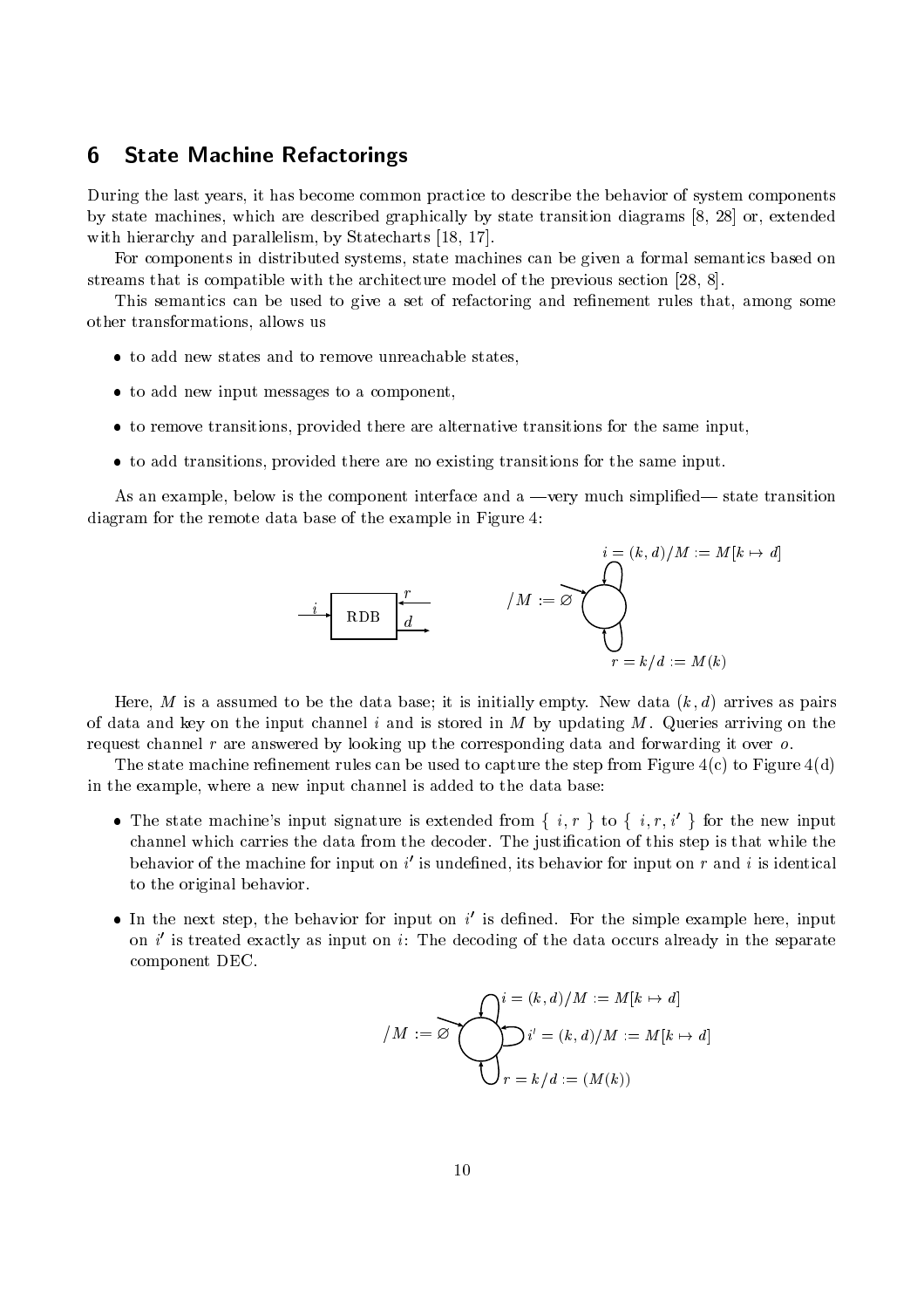## 6 State Machine Refactorings

During the last years, it has become common practice to describe the behavior of system components by state machines, which are described graphically by state transition diagrams [8, 28] or, extended with hierarchy and parallelism, by Statecharts [18, 17].

For components in distributed systems, state machines can be given a formal semantics based on streams that is compatible with the architecture model of the previous section [28, 8].

This semantics can be used to give a set of refactoring and refinement rules that, among some other transformations, allows us

- to add new states and to remove unreachable states,
- to add new input messages to a component,
- to remove transitions, provided there are alternative transitions for the same input,
- to add transitions, provided there are no existing transitions for the same input.

As an example, below is the component interface and a —very much simplified— state transition diagram for the remote data base of the example in Figure 4:

$i$ RDB $r$ $d$

$i = (k, d)/M := M[k \mapsto d]$

$/M := \varnothing$

$r = k/d := M(k)$

Here, $M$ is a assumed to be the data base; it is initially empty. New data $(k, d)$ arrives as pairs of data and key on the input channel $i$ and is stored in $M$ by updating $M$. Queries arriving on the request channel $r$ are answered by looking up the corresponding data and forwarding it over $o$.

The state machine refinement rules can be used to capture the step from Figure 4(c) to Figure 4(d) in the example, where a new input channel is added to the data base:

- The state machine's input signature is extended from $\{ i, r \}$ to $\{ i, r, i' \}$ for the new input channel which carries the data from the decoder. The justification of this step is that while the behavior of the machine for input on $i'$ is undefined, its behavior for input on $r$ and $i$ is identical to the original behavior.
- In the next step, the behavior for input on $i'$ is defined. For the simple example here, input on $i'$ is treated exactly as input on $i$: The decoding of the data occurs already in the separate component DEC.

$i = (k, d)/M := M[k \mapsto d]$

$/M := \varnothing$

$i' = (k, d)/M := M[k \mapsto d]$

$r = k/d := (M(k))$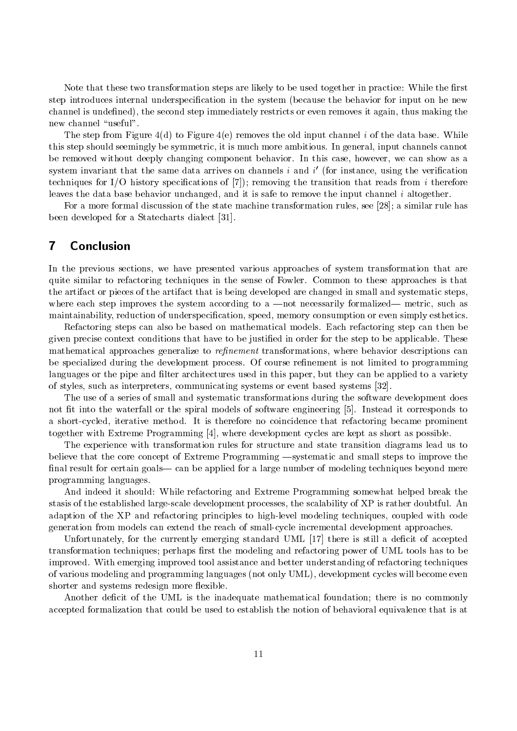Note that these two transformation steps are likely to be used together in practice: While the first step introduces internal underspecification in the system (because the behavior for input on he new channel is undefined), the second step immediately restricts or even removes it again, thus making the new channel "useful".

The step from Figure 4(d) to Figure 4(e) removes the old input channel $i$ of the data base. While this step should seemingly be symmetric, it is much more ambitious. In general, input channels cannot be removed without deeply changing component behavior. In this case, however, we can show as a system invariant that the same data arrives on channels $i$ and $i'$ (for instance, using the verification techniques for I/O history specifications of [7]); removing the transition that reads from $i$ therefore leaves the data base behavior unchanged, and it is safe to remove the input channel $i$ altogether.

For a more formal discussion of the state machine transformation rules, see [28]; a similar rule has been developed for a Statecharts dialect [31].

## 7 Conclusion

In the previous sections, we have presented various approaches of system transformation that are quite similar to refactoring techniques in the sense of Fowler. Common to these approaches is that the artifact or pieces of the artifact that is being developed are changed in small and systematic steps, where each step improves the system according to a —not necessarily formalized— metric, such as maintainability, reduction of underspecification, speed, memory consumption or even simply esthetics.

Refactoring steps can also be based on mathematical models. Each refactoring step can then be given precise context conditions that have to be justified in order for the step to be applicable. These mathematical approaches generalize to *refinement* transformations, where behavior descriptions can be specialized during the development process. Of course refinement is not limited to programming languages or the pipe and filter architectures used in this paper, but they can be applied to a variety of styles, such as interpreters, communicating systems or event based systems [32].

The use of a series of small and systematic transformations during the software development does not fit into the waterfall or the spiral models of software engineering [5]. Instead it corresponds to a short-cycled, iterative method. It is therefore no coincidence that refactoring became prominent together with Extreme Programming [4], where development cycles are kept as short as possible.

The experience with transformation rules for structure and state transition diagrams lead us to believe that the core concept of Extreme Programming —systematic and small steps to improve the final result for certain goals— can be applied for a large number of modeling techniques beyond mere programming languages.

And indeed it should: While refactoring and Extreme Programming somewhat helped break the stasis of the established large-scale development processes, the scalability of XP is rather doubtful. An adaption of the XP and refactoring principles to high-level modeling techniques, coupled with code generation from models can extend the reach of small-cycle incremental development approaches.

Unfortunately, for the currently emerging standard UML [17] there is still a deficit of accepted transformation techniques; perhaps first the modeling and refactoring power of UML tools has to be improved. With emerging improved tool assistance and better understanding of refactoring techniques of various modeling and programming languages (not only UML), development cycles will become even shorter and systems redesign more flexible.

Another deficit of the UML is the inadequate mathematical foundation; there is no commonly accepted formalization that could be used to establish the notion of behavioral equivalence that is at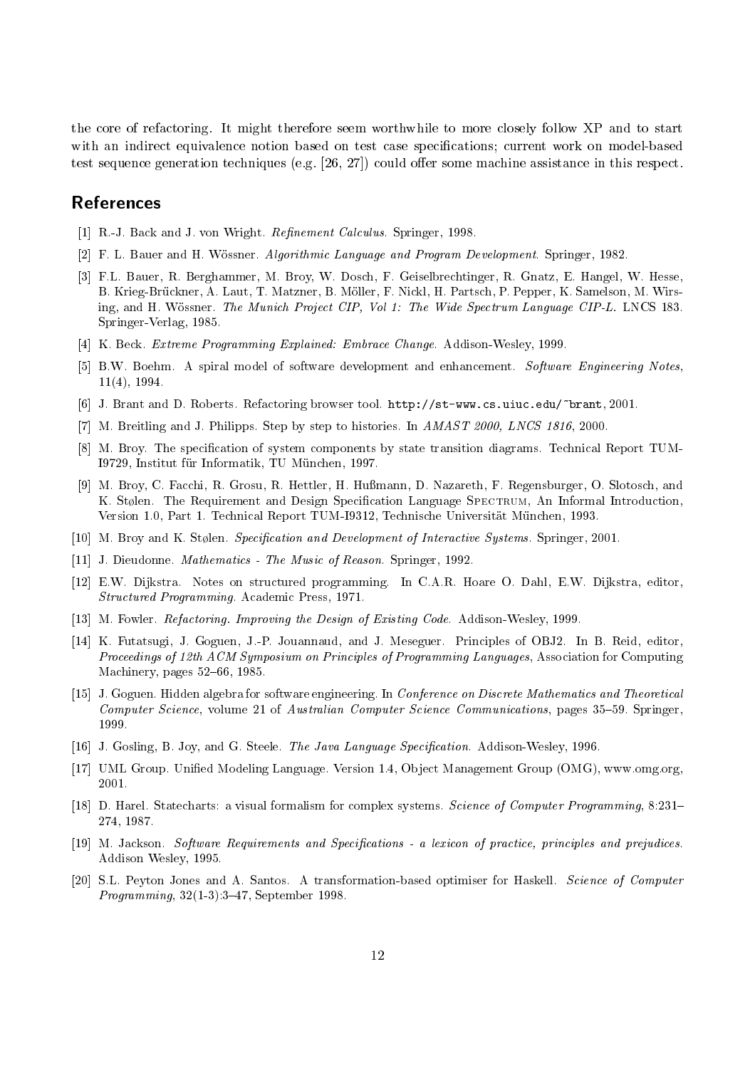the core of refactoring. It might therefore seem worthwhile to more closely follow XP and to start with an indirect equivalence notion based on test case specifications; current work on model-based test sequence generation techniques (e.g. [26, 27]) could offer some machine assistance in this respect.

## References

[1] R.-J. Back and J. von Wright. *Refinement Calculus*. Springer, 1998.

[2] F. L. Bauer and H. Wössner. *Algorithmic Language and Program Development*. Springer, 1982.

[3] F.L. Bauer, R. Berghammer, M. Broy, W. Dosch, F. Geiselbrechtinger, R. Gnatz, E. Hangel, W. Hesse, B. Krieg-Brückner, A. Laut, T. Matzner, B. Möller, F. Nickl, H. Partsch, P. Pepper, K. Samelson, M. Wirsing, and H. Wössner. *The Munich Project CIP, Vol 1: The Wide Spectrum Language CIP-L*. LNCS 183. Springer-Verlag, 1985.

[4] K. Beck. *Extreme Programming Explained: Embrace Change*. Addison-Wesley, 1999.

[5] B.W. Boehm. A spiral model of software development and enhancement. *Software Engineering Notes*, 11(4), 1994.

[6] J. Brant and D. Roberts. Refactoring browser tool. `http://st-www.cs.uiuc.edu/~brant`, 2001.

[7] M. Breitling and J. Philipps. Step by step to histories. In *AMAST 2000, LNCS 1816*, 2000.

[8] M. Broy. The specification of system components by state transition diagrams. Technical Report TUM-I9729, Institut für Informatik, TU München, 1997.

[9] M. Broy, C. Facchi, R. Grosu, R. Hettler, H. Hußmann, D. Nazareth, F. Regensburger, O. Slotosch, and K. Stølen. The Requirement and Design Specification Language Spectrum, An Informal Introduction, Version 1.0, Part 1. Technical Report TUM-I9312, Technische Universität München, 1993.

[10] M. Broy and K. Stølen. *Specification and Development of Interactive Systems*. Springer, 2001.

[11] J. Dieudonne. *Mathematics - The Music of Reason*. Springer, 1992.

[12] E.W. Dijkstra. Notes on structured programming. In C.A.R. Hoare O. Dahl, E.W. Dijkstra, editor, *Structured Programming*. Academic Press, 1971.

[13] M. Fowler. *Refactoring. Improving the Design of Existing Code*. Addison-Wesley, 1999.

[14] K. Futatsugi, J. Goguen, J.-P. Jouannaud, and J. Meseguer. Principles of OBJ2. In B. Reid, editor, *Proceedings of 12th ACM Symposium on Principles of Programming Languages*, Association for Computing Machinery, pages 52–66, 1985.

[15] J. Goguen. Hidden algebra for software engineering. In *Conference on Discrete Mathematics and Theoretical Computer Science*, volume 21 of *Australian Computer Science Communications*, pages 35–59. Springer, 1999.

[16] J. Gosling, B. Joy, and G. Steele. *The Java Language Specification*. Addison-Wesley, 1996.

[17] UML Group. Unified Modeling Language. Version 1.4, Object Management Group (OMG), www.omg.org, 2001.

[18] D. Harel. Statecharts: a visual formalism for complex systems. *Science of Computer Programming*, 8:231–274, 1987.

[19] M. Jackson. *Software Requirements and Specifications - a lexicon of practice, principles and prejudices*. Addison Wesley, 1995.

[20] S.L. Peyton Jones and A. Santos. A transformation-based optimiser for Haskell. *Science of Computer Programming*, 32(1-3):3–47, September 1998.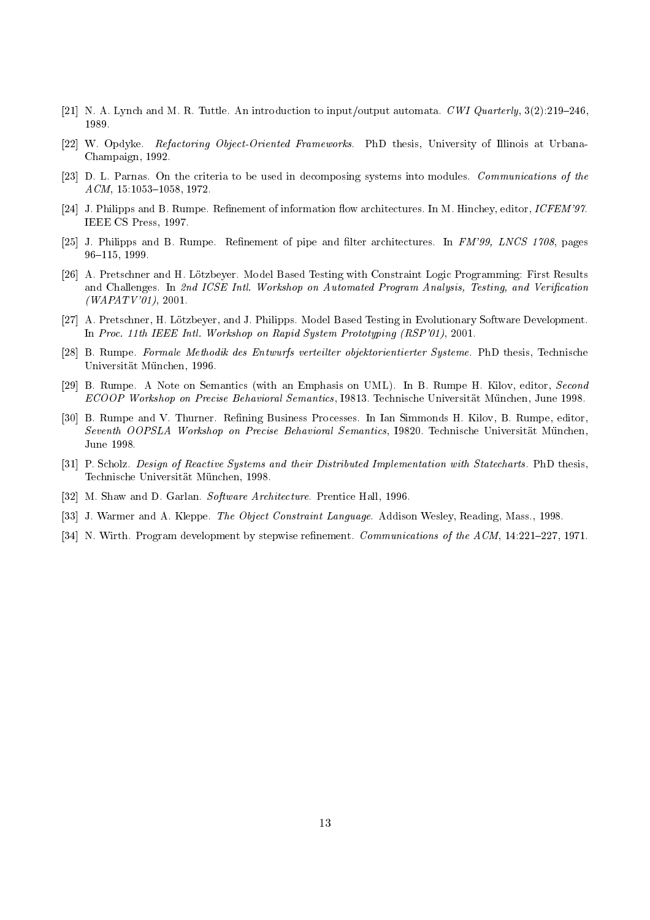[21] N. A. Lynch and M. R. Tuttle. An introduction to input/output automata. *CWI Quarterly*, 3(2):219–246, 1989.

[22] W. Opdyke. *Refactoring Object-Oriented Frameworks*. PhD thesis, University of Illinois at Urbana-Champaign, 1992.

[23] D. L. Parnas. On the criteria to be used in decomposing systems into modules. *Communications of the ACM*, 15:1053–1058, 1972.

[24] J. Philipps and B. Rumpe. Refinement of information flow architectures. In M. Hinchey, editor, *ICFEM'97*. IEEE CS Press, 1997.

[25] J. Philipps and B. Rumpe. Refinement of pipe and filter architectures. In *FM'99, LNCS 1708*, pages 96–115, 1999.

[26] A. Pretschner and H. Lötzbeyer. Model Based Testing with Constraint Logic Programming: First Results and Challenges. In *2nd ICSE Intl. Workshop on Automated Program Analysis, Testing, and Verification (WAPATV'01)*, 2001.

[27] A. Pretschner, H. Lötzbeyer, and J. Philipps. Model Based Testing in Evolutionary Software Development. In *Proc. 11th IEEE Intl. Workshop on Rapid System Prototyping (RSP'01)*, 2001.

[28] B. Rumpe. *Formale Methodik des Entwurfs verteilter objektorientierter Systeme*. PhD thesis, Technische Universität München, 1996.

[29] B. Rumpe. A Note on Semantics (with an Emphasis on UML). In B. Rumpe H. Kilov, editor, *Second ECOOP Workshop on Precise Behavioral Semantics*, I9813. Technische Universität München, June 1998.

[30] B. Rumpe and V. Thurner. Refining Business Processes. In Ian Simmonds H. Kilov, B. Rumpe, editor, *Seventh OOPSLA Workshop on Precise Behavioral Semantics*, I9820. Technische Universität München, June 1998.

[31] P. Scholz. *Design of Reactive Systems and their Distributed Implementation with Statecharts*. PhD thesis, Technische Universität München, 1998.

[32] M. Shaw and D. Garlan. *Software Architecture*. Prentice Hall, 1996.

[33] J. Warmer and A. Kleppe. *The Object Constraint Language*. Addison Wesley, Reading, Mass., 1998.

[34] N. Wirth. Program development by stepwise refinement. *Communications of the ACM*, 14:221–227, 1971.